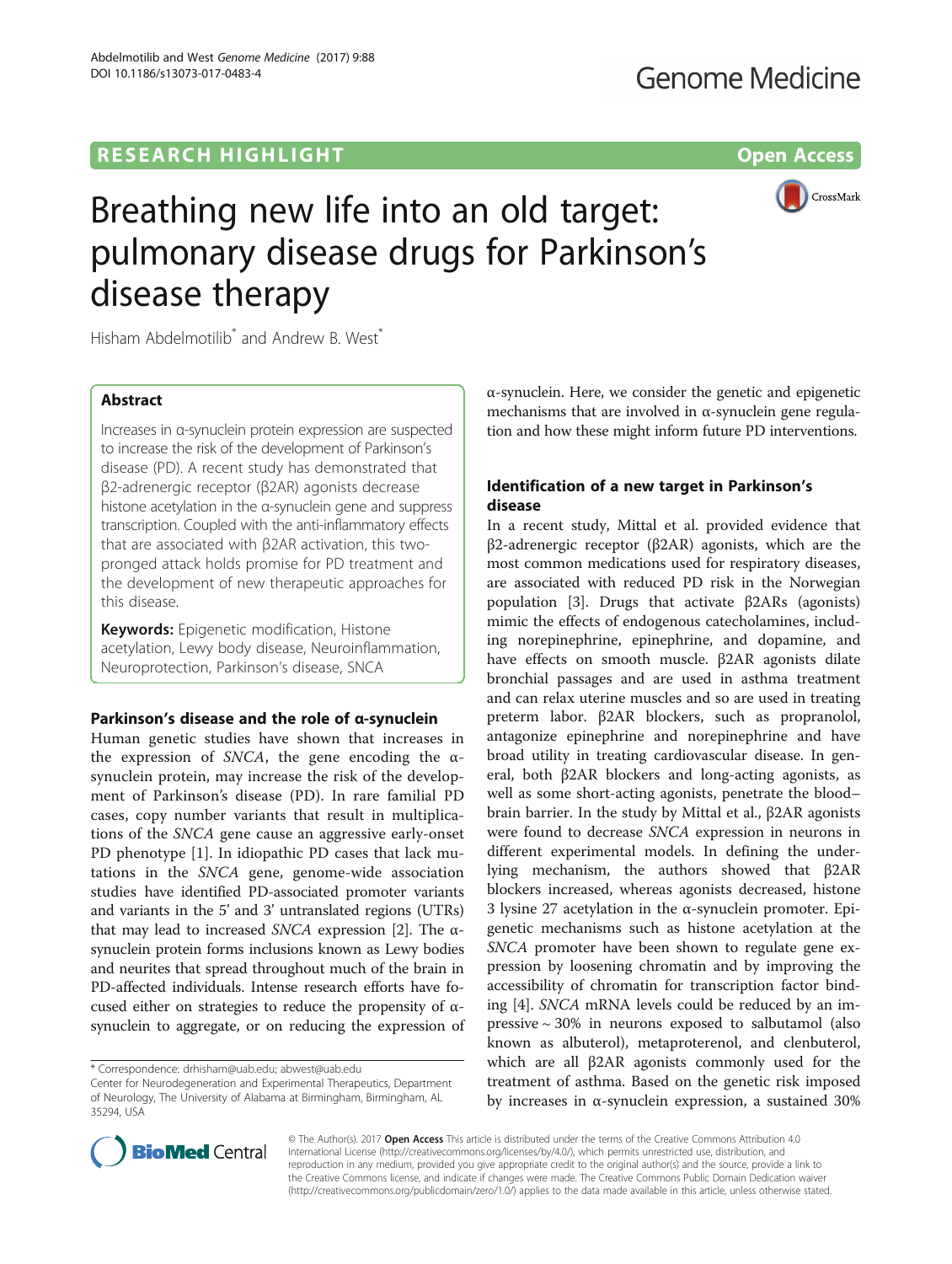RESEARCH HIGHLIGHT

Open Access

# Breathing new life into an old target: pulmonary disease drugs for Parkinson's disease therapy

Hisham Abdelmotilib* and Andrew B. West*

## Abstract

Increases in α-synuclein protein expression are suspected to increase the risk of the development of Parkinson's disease (PD). A recent study has demonstrated that β2-adrenergic receptor (β2AR) agonists decrease histone acetylation in the α-synuclein gene and suppress transcription. Coupled with the anti-inflammatory effects that are associated with β2AR activation, this two-pronged attack holds promise for PD treatment and the development of new therapeutic approaches for this disease.

**Keywords:** Epigenetic modification, Histone acetylation, Lewy body disease, Neuroinflammation, Neuroprotection, Parkinson's disease, SNCA

## Parkinson's disease and the role of α-synuclein

Human genetic studies have shown that increases in the expression of *SNCA*, the gene encoding the α-synuclein protein, may increase the risk of the development of Parkinson's disease (PD). In rare familial PD cases, copy number variants that result in multiplications of the *SNCA* gene cause an aggressive early-onset PD phenotype [1]. In idiopathic PD cases that lack mutations in the *SNCA* gene, genome-wide association studies have identified PD-associated promoter variants and variants in the 5' and 3' untranslated regions (UTRs) that may lead to increased *SNCA* expression [2]. The α-synuclein protein forms inclusions known as Lewy bodies and neurites that spread throughout much of the brain in PD-affected individuals. Intense research efforts have focused either on strategies to reduce the propensity of α-synuclein to aggregate, or on reducing the expression of α-synuclein. Here, we consider the genetic and epigenetic mechanisms that are involved in α-synuclein gene regulation and how these might inform future PD interventions.

## Identification of a new target in Parkinson's disease

In a recent study, Mittal et al. provided evidence that β2-adrenergic receptor (β2AR) agonists, which are the most common medications used for respiratory diseases, are associated with reduced PD risk in the Norwegian population [3]. Drugs that activate β2ARs (agonists) mimic the effects of endogenous catecholamines, including norepinephrine, epinephrine, and dopamine, and have effects on smooth muscle. β2AR agonists dilate bronchial passages and are used in asthma treatment and can relax uterine muscles and so are used in treating preterm labor. β2AR blockers, such as propranolol, antagonize epinephrine and norepinephrine and have broad utility in treating cardiovascular disease. In general, both β2AR blockers and long-acting agonists, as well as some short-acting agonists, penetrate the blood–brain barrier. In the study by Mittal et al., β2AR agonists were found to decrease *SNCA* expression in neurons in different experimental models. In defining the underlying mechanism, the authors showed that β2AR blockers increased, whereas agonists decreased, histone 3 lysine 27 acetylation in the α-synuclein promoter. Epigenetic mechanisms such as histone acetylation at the *SNCA* promoter have been shown to regulate gene expression by loosening chromatin and by improving the accessibility of chromatin for transcription factor binding [4]. *SNCA* mRNA levels could be reduced by an impressive ~ 30% in neurons exposed to salbutamol (also known as albuterol), metaproterenol, and clenbuterol, which are all β2AR agonists commonly used for the treatment of asthma. Based on the genetic risk imposed by increases in α-synuclein expression, a sustained 30%

---

* Correspondence: drhisham@uab.edu; abwest@uab.edu
Center for Neurodegeneration and Experimental Therapeutics, Department of Neurology, The University of Alabama at Birmingham, Birmingham, AL 35294, USA

© The Author(s). 2017 **Open Access** This article is distributed under the terms of the Creative Commons Attribution 4.0 International License (http://creativecommons.org/licenses/by/4.0/), which permits unrestricted use, distribution, and reproduction in any medium, provided you give appropriate credit to the original author(s) and the source, provide a link to the Creative Commons license, and indicate if changes were made. The Creative Commons Public Domain Dedication waiver (http://creativecommons.org/publicdomain/zero/1.0/) applies to the data made available in this article, unless otherwise stated.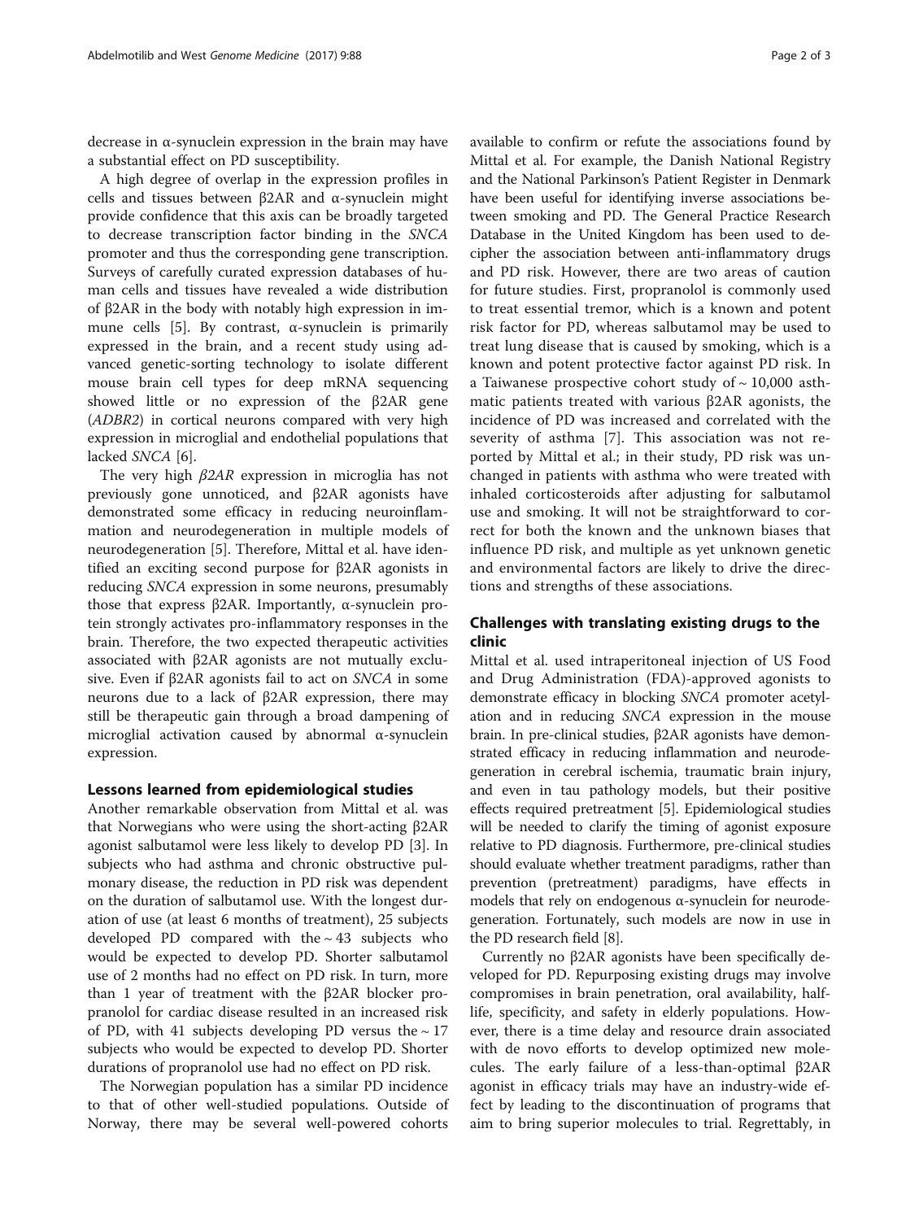decrease in α-synuclein expression in the brain may have a substantial effect on PD susceptibility.

A high degree of overlap in the expression profiles in cells and tissues between β2AR and α-synuclein might provide confidence that this axis can be broadly targeted to decrease transcription factor binding in the *SNCA* promoter and thus the corresponding gene transcription. Surveys of carefully curated expression databases of human cells and tissues have revealed a wide distribution of β2AR in the body with notably high expression in immune cells [5]. By contrast, α-synuclein is primarily expressed in the brain, and a recent study using advanced genetic-sorting technology to isolate different mouse brain cell types for deep mRNA sequencing showed little or no expression of the β2AR gene (*ADBR2*) in cortical neurons compared with very high expression in microglial and endothelial populations that lacked *SNCA* [6].

The very high *β2AR* expression in microglia has not previously gone unnoticed, and β2AR agonists have demonstrated some efficacy in reducing neuroinflammation and neurodegeneration in multiple models of neurodegeneration [5]. Therefore, Mittal et al. have identified an exciting second purpose for β2AR agonists in reducing *SNCA* expression in some neurons, presumably those that express β2AR. Importantly, α-synuclein protein strongly activates pro-inflammatory responses in the brain. Therefore, the two expected therapeutic activities associated with β2AR agonists are not mutually exclusive. Even if β2AR agonists fail to act on *SNCA* in some neurons due to a lack of β2AR expression, there may still be therapeutic gain through a broad dampening of microglial activation caused by abnormal α-synuclein expression.

## Lessons learned from epidemiological studies

Another remarkable observation from Mittal et al. was that Norwegians who were using the short-acting β2AR agonist salbutamol were less likely to develop PD [3]. In subjects who had asthma and chronic obstructive pulmonary disease, the reduction in PD risk was dependent on the duration of salbutamol use. With the longest duration of use (at least 6 months of treatment), 25 subjects developed PD compared with the ~ 43 subjects who would be expected to develop PD. Shorter salbutamol use of 2 months had no effect on PD risk. In turn, more than 1 year of treatment with the β2AR blocker propranolol for cardiac disease resulted in an increased risk of PD, with 41 subjects developing PD versus the ~ 17 subjects who would be expected to develop PD. Shorter durations of propranolol use had no effect on PD risk.

The Norwegian population has a similar PD incidence to that of other well-studied populations. Outside of Norway, there may be several well-powered cohorts available to confirm or refute the associations found by Mittal et al. For example, the Danish National Registry and the National Parkinson's Patient Register in Denmark have been useful for identifying inverse associations between smoking and PD. The General Practice Research Database in the United Kingdom has been used to decipher the association between anti-inflammatory drugs and PD risk. However, there are two areas of caution for future studies. First, propranolol is commonly used to treat essential tremor, which is a known and potent risk factor for PD, whereas salbutamol may be used to treat lung disease that is caused by smoking, which is a known and potent protective factor against PD risk. In a Taiwanese prospective cohort study of ~ 10,000 asthmatic patients treated with various β2AR agonists, the incidence of PD was increased and correlated with the severity of asthma [7]. This association was not reported by Mittal et al.; in their study, PD risk was unchanged in patients with asthma who were treated with inhaled corticosteroids after adjusting for salbutamol use and smoking. It will not be straightforward to correct for both the known and the unknown biases that influence PD risk, and multiple as yet unknown genetic and environmental factors are likely to drive the directions and strengths of these associations.

## Challenges with translating existing drugs to the clinic

Mittal et al. used intraperitoneal injection of US Food and Drug Administration (FDA)-approved agonists to demonstrate efficacy in blocking *SNCA* promoter acetylation and in reducing *SNCA* expression in the mouse brain. In pre-clinical studies, β2AR agonists have demonstrated efficacy in reducing inflammation and neurodegeneration in cerebral ischemia, traumatic brain injury, and even in tau pathology models, but their positive effects required pretreatment [5]. Epidemiological studies will be needed to clarify the timing of agonist exposure relative to PD diagnosis. Furthermore, pre-clinical studies should evaluate whether treatment paradigms, rather than prevention (pretreatment) paradigms, have effects in models that rely on endogenous α-synuclein for neurodegeneration. Fortunately, such models are now in use in the PD research field [8].

Currently no β2AR agonists have been specifically developed for PD. Repurposing existing drugs may involve compromises in brain penetration, oral availability, half-life, specificity, and safety in elderly populations. However, there is a time delay and resource drain associated with de novo efforts to develop optimized new molecules. The early failure of a less-than-optimal β2AR agonist in efficacy trials may have an industry-wide effect by leading to the discontinuation of programs that aim to bring superior molecules to trial. Regrettably, in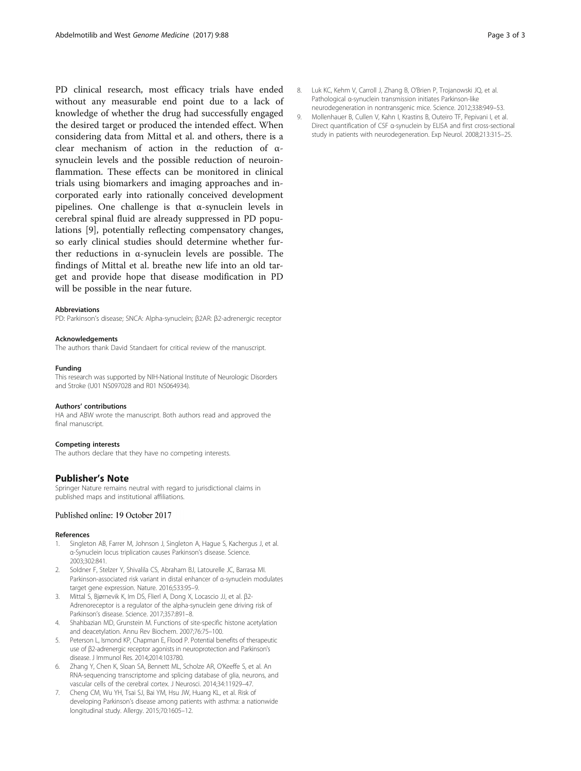PD clinical research, most efficacy trials have ended without any measurable end point due to a lack of knowledge of whether the drug had successfully engaged the desired target or produced the intended effect. When considering data from Mittal et al. and others, there is a clear mechanism of action in the reduction of α-synuclein levels and the possible reduction of neuroinflammation. These effects can be monitored in clinical trials using biomarkers and imaging approaches and incorporated early into rationally conceived development pipelines. One challenge is that α-synuclein levels in cerebral spinal fluid are already suppressed in PD populations [9], potentially reflecting compensatory changes, so early clinical studies should determine whether further reductions in α-synuclein levels are possible. The findings of Mittal et al. breathe new life into an old target and provide hope that disease modification in PD will be possible in the near future.

#### Abbreviations

PD: Parkinson's disease; SNCA: Alpha-synuclein; β2AR: β2-adrenergic receptor

#### Acknowledgements

The authors thank David Standaert for critical review of the manuscript.

#### Funding

This research was supported by NIH-National Institute of Neurologic Disorders and Stroke (U01 NS097028 and R01 NS064934).

#### Authors' contributions

HA and ABW wrote the manuscript. Both authors read and approved the final manuscript.

#### Competing interests

The authors declare that they have no competing interests.

## Publisher's Note

Springer Nature remains neutral with regard to jurisdictional claims in published maps and institutional affiliations.

Published online: 19 October 2017

#### References

1. Singleton AB, Farrer M, Johnson J, Singleton A, Hague S, Kachergus J, et al. α-Synuclein locus triplication causes Parkinson's disease. Science. 2003;302:841.
2. Soldner F, Stelzer Y, Shivalila CS, Abraham BJ, Latourelle JC, Barrasa MI. Parkinson-associated risk variant in distal enhancer of α-synuclein modulates target gene expression. Nature. 2016;533:95–9.
3. Mittal S, Bjørnevik K, Im DS, Flierl A, Dong X, Locascio JJ, et al. β2-Adrenoreceptor is a regulator of the alpha-synuclein gene driving risk of Parkinson's disease. Science. 2017;357:891–8.
4. Shahbazian MD, Grunstein M. Functions of site-specific histone acetylation and deacetylation. Annu Rev Biochem. 2007;76:75–100.
5. Peterson L, Ismond KP, Chapman E, Flood P. Potential benefits of therapeutic use of β2-adrenergic receptor agonists in neuroprotection and Parkinson's disease. J Immunol Res. 2014;2014:103780.
6. Zhang Y, Chen K, Sloan SA, Bennett ML, Scholze AR, O'Keeffe S, et al. An RNA-sequencing transcriptome and splicing database of glia, neurons, and vascular cells of the cerebral cortex. J Neurosci. 2014;34:11929–47.
7. Cheng CM, Wu YH, Tsai SJ, Bai YM, Hsu JW, Huang KL, et al. Risk of developing Parkinson's disease among patients with asthma: a nationwide longitudinal study. Allergy. 2015;70:1605–12.
8. Luk KC, Kehm V, Carroll J, Zhang B, O'Brien P, Trojanowski JQ, et al. Pathological α-synuclein transmission initiates Parkinson-like neurodegeneration in nontransgenic mice. Science. 2012;338:949–53.
9. Mollenhauer B, Cullen V, Kahn I, Krastins B, Outeiro TF, Pepivani I, et al. Direct quantification of CSF α-synuclein by ELISA and first cross-sectional study in patients with neurodegeneration. Exp Neurol. 2008;213:315–25.